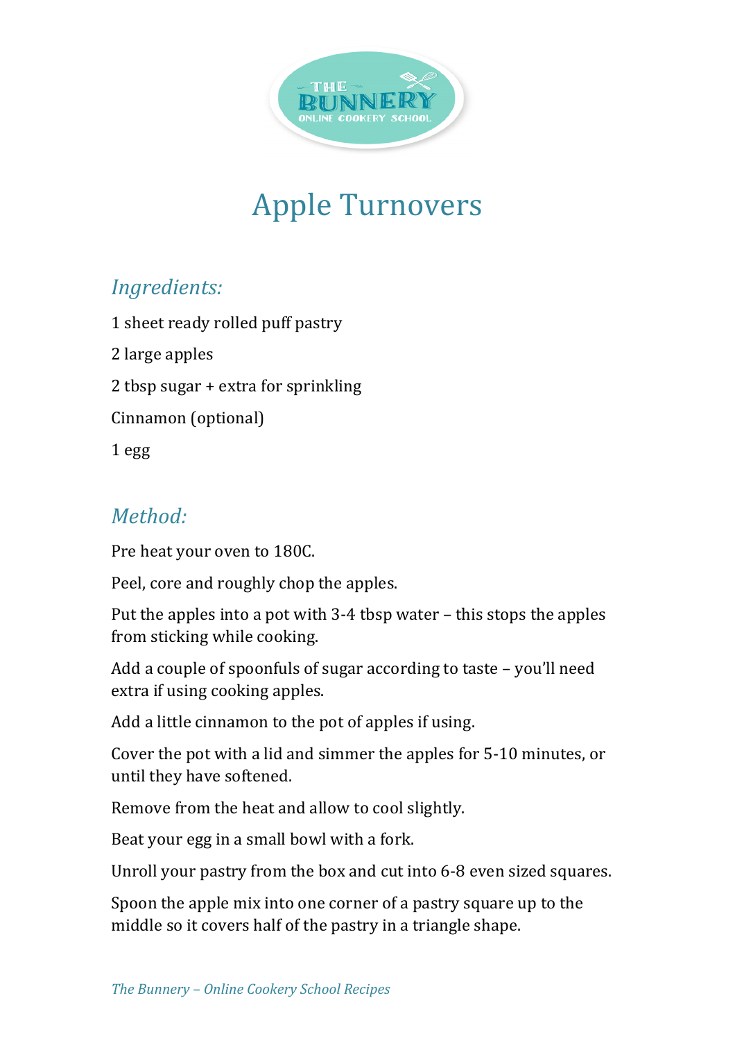# Apple Turnovers

## *Ingredients:*

1 sheet ready rolled puff pastry

2 large apples

2 tbsp sugar + extra for sprinkling

Cinnamon (optional)

1 egg

## *Method:*

Pre heat your oven to 180C.

Peel, core and roughly chop the apples.

Put the apples into a pot with 3-4 tbsp water – this stops the apples from sticking while cooking.

Add a couple of spoonfuls of sugar according to taste – you'll need extra if using cooking apples.

Add a little cinnamon to the pot of apples if using.

Cover the pot with a lid and simmer the apples for 5-10 minutes, or until they have softened.

Remove from the heat and allow to cool slightly.

Beat your egg in a small bowl with a fork.

Unroll your pastry from the box and cut into 6-8 even sized squares.

Spoon the apple mix into one corner of a pastry square up to the middle so it covers half of the pastry in a triangle shape.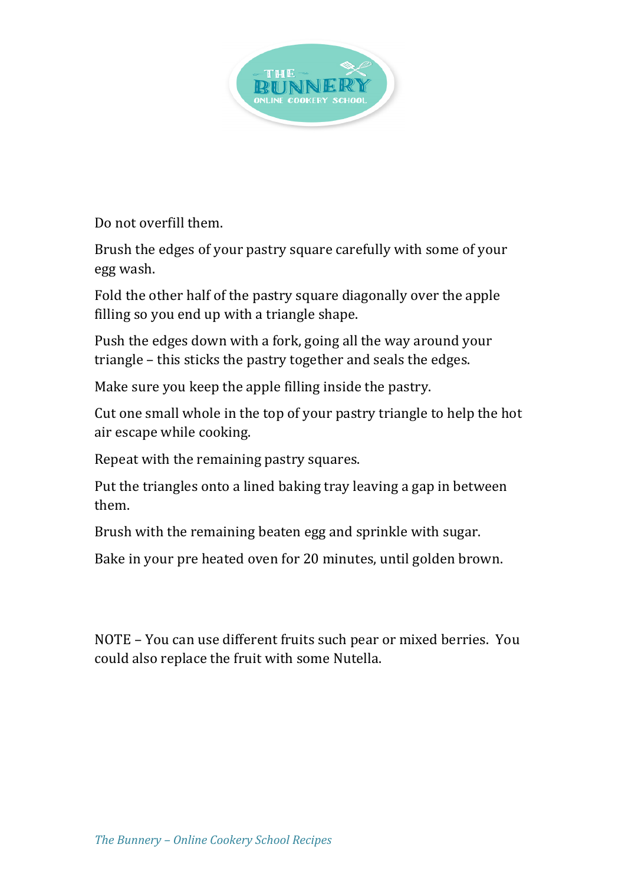Do not overfill them.

Brush the edges of your pastry square carefully with some of your egg wash.

Fold the other half of the pastry square diagonally over the apple filling so you end up with a triangle shape.

Push the edges down with a fork, going all the way around your triangle – this sticks the pastry together and seals the edges.

Make sure you keep the apple filling inside the pastry.

Cut one small whole in the top of your pastry triangle to help the hot air escape while cooking.

Repeat with the remaining pastry squares.

Put the triangles onto a lined baking tray leaving a gap in between them.

Brush with the remaining beaten egg and sprinkle with sugar.

Bake in your pre heated oven for 20 minutes, until golden brown.

NOTE – You can use different fruits such pear or mixed berries. You could also replace the fruit with some Nutella.